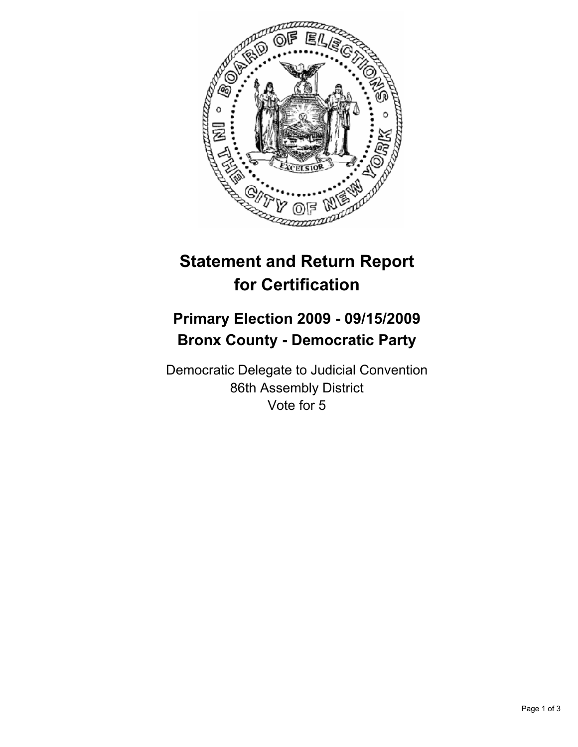# Statement and Return Report for Certification

## Primary Election 2009 - 09/15/2009
## Bronx County - Democratic Party

Democratic Delegate to Judicial Convention
86th Assembly District
Vote for 5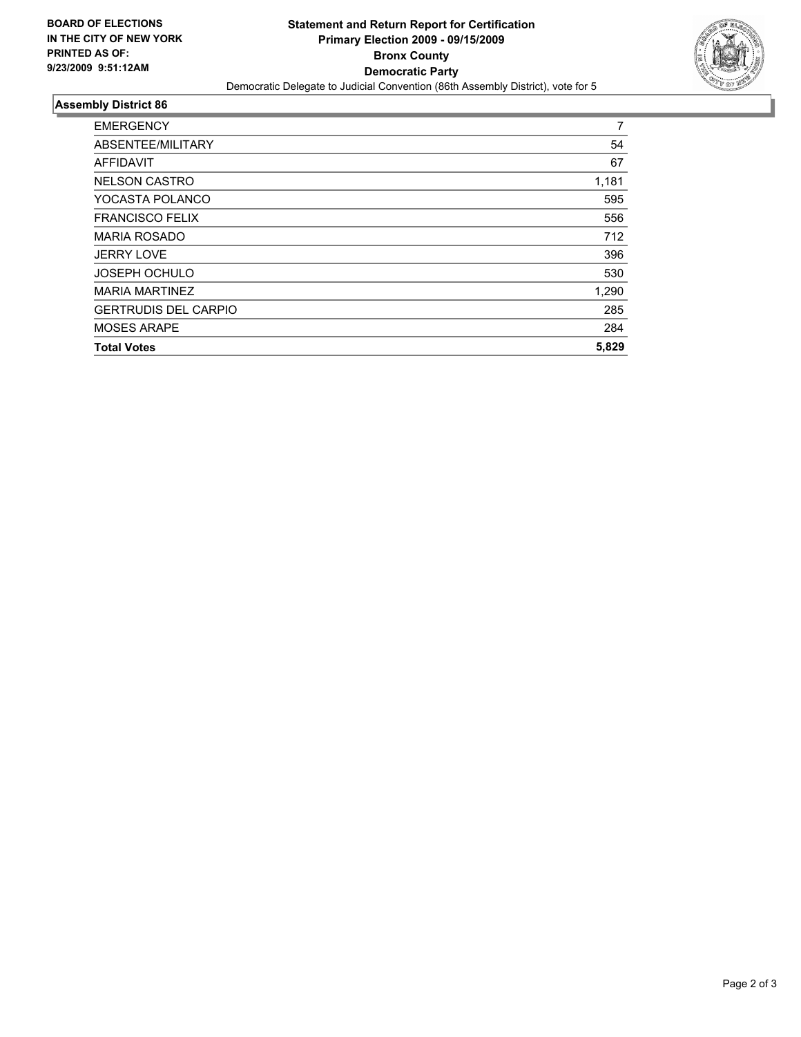**BOARD OF ELECTIONS IN THE CITY OF NEW YORK PRINTED AS OF: 9/23/2009 9:51:12AM**

**Statement and Return Report for Certification**
**Primary Election 2009 - 09/15/2009**
**Bronx County**
**Democratic Party**
Democratic Delegate to Judicial Convention (86th Assembly District), vote for 5

## Assembly District 86

| | |
|---|---|
| EMERGENCY | 7 |
| ABSENTEE/MILITARY | 54 |
| AFFIDAVIT | 67 |
| NELSON CASTRO | 1,181 |
| YOCASTA POLANCO | 595 |
| FRANCISCO FELIX | 556 |
| MARIA ROSADO | 712 |
| JERRY LOVE | 396 |
| JOSEPH OCHULO | 530 |
| MARIA MARTINEZ | 1,290 |
| GERTRUDIS DEL CARPIO | 285 |
| MOSES ARAPE | 284 |
| **Total Votes** | **5,829** |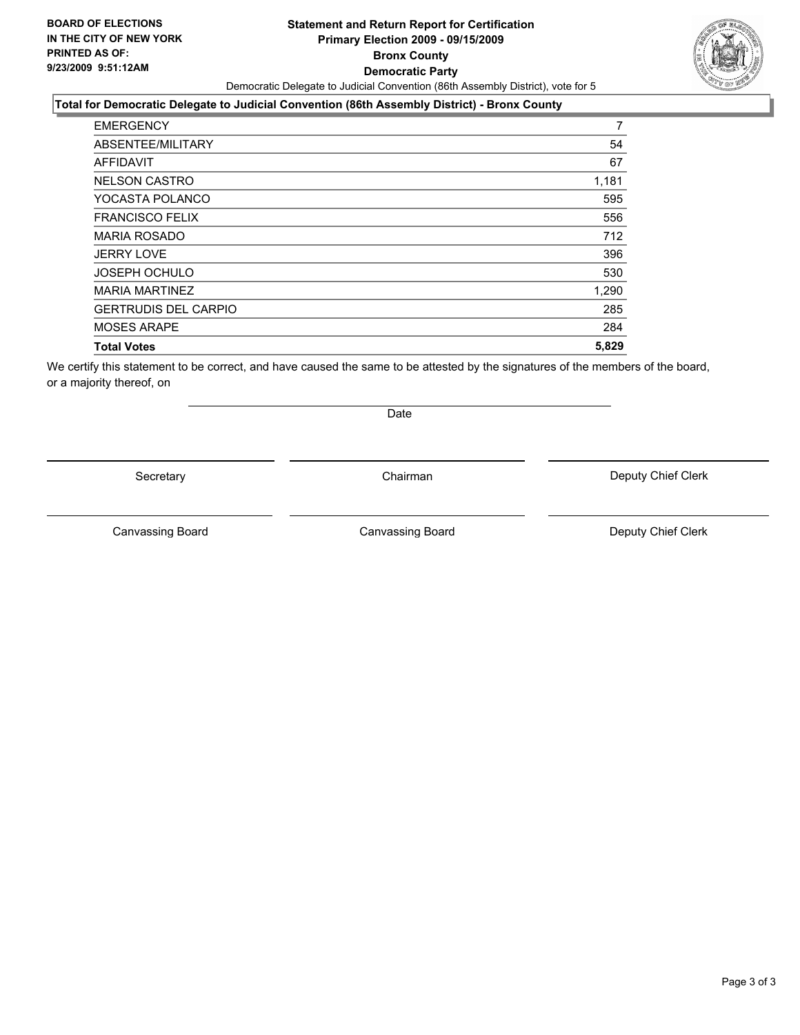**BOARD OF ELECTIONS IN THE CITY OF NEW YORK PRINTED AS OF: 9/23/2009 9:51:12AM**

# Statement and Return Report for Certification
## Primary Election 2009 - 09/15/2009
## Bronx County
## Democratic Party

Democratic Delegate to Judicial Convention (86th Assembly District), vote for 5

### Total for Democratic Delegate to Judicial Convention (86th Assembly District) - Bronx County

| | |
|---|---|
| EMERGENCY | 7 |
| ABSENTEE/MILITARY | 54 |
| AFFIDAVIT | 67 |
| NELSON CASTRO | 1,181 |
| YOCASTA POLANCO | 595 |
| FRANCISCO FELIX | 556 |
| MARIA ROSADO | 712 |
| JERRY LOVE | 396 |
| JOSEPH OCHULO | 530 |
| MARIA MARTINEZ | 1,290 |
| GERTRUDIS DEL CARPIO | 285 |
| MOSES ARAPE | 284 |
| **Total Votes** | **5,829** |

We certify this statement to be correct, and have caused the same to be attested by the signatures of the members of the board, or a majority thereof, on

Date

Secretary | Chairman | Deputy Chief Clerk

Canvassing Board | Canvassing Board | Deputy Chief Clerk